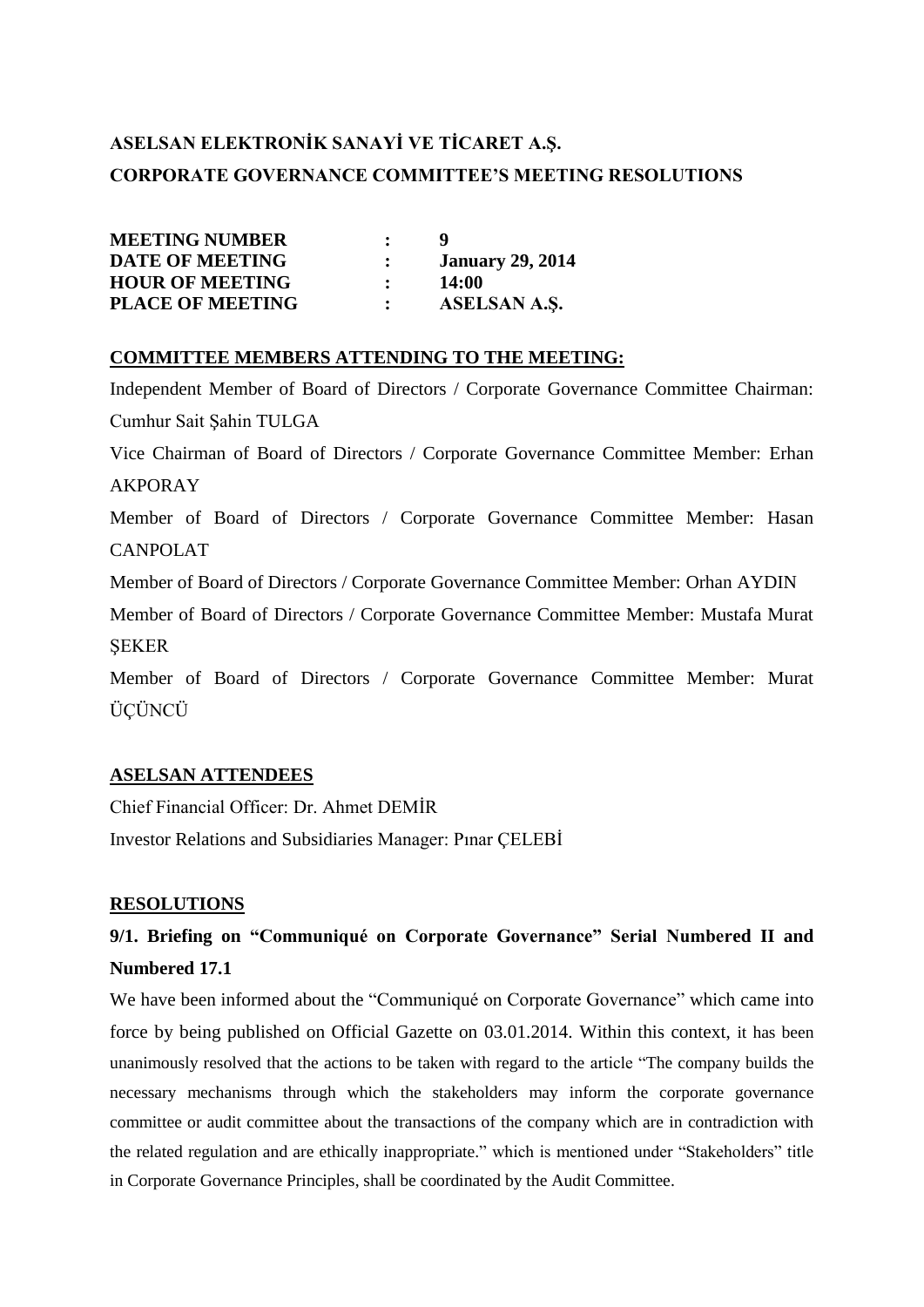# ASELSAN ELEKTRONİK SANAYİ VE TİCARET A.Ş.

## CORPORATE GOVERNANCE COMMITTEE'S MEETING RESOLUTIONS

| | | |
|---|---|---|
| **MEETING NUMBER** | **:** | **9** |
| **DATE OF MEETING** | **:** | **January 29, 2014** |
| **HOUR OF MEETING** | **:** | **14:00** |
| **PLACE OF MEETING** | **:** | **ASELSAN A.Ş.** |

**COMMITTEE MEMBERS ATTENDING TO THE MEETING:**

Independent Member of Board of Directors / Corporate Governance Committee Chairman: Cumhur Sait Şahin TULGA

Vice Chairman of Board of Directors / Corporate Governance Committee Member: Erhan AKPORAY

Member of Board of Directors / Corporate Governance Committee Member: Hasan CANPOLAT

Member of Board of Directors / Corporate Governance Committee Member: Orhan AYDIN

Member of Board of Directors / Corporate Governance Committee Member: Mustafa Murat ŞEKER

Member of Board of Directors / Corporate Governance Committee Member: Murat ÜÇÜNCÜ

**ASELSAN ATTENDEES**

Chief Financial Officer: Dr. Ahmet DEMİR

Investor Relations and Subsidiaries Manager: Pınar ÇELEBİ

**RESOLUTIONS**

**9/1. Briefing on "Communiqué on Corporate Governance" Serial Numbered II and Numbered 17.1**

We have been informed about the "Communiqué on Corporate Governance" which came into force by being published on Official Gazette on 03.01.2014. Within this context, it has been unanimously resolved that the actions to be taken with regard to the article "The company builds the necessary mechanisms through which the stakeholders may inform the corporate governance committee or audit committee about the transactions of the company which are in contradiction with the related regulation and are ethically inappropriate." which is mentioned under "Stakeholders" title in Corporate Governance Principles, shall be coordinated by the Audit Committee.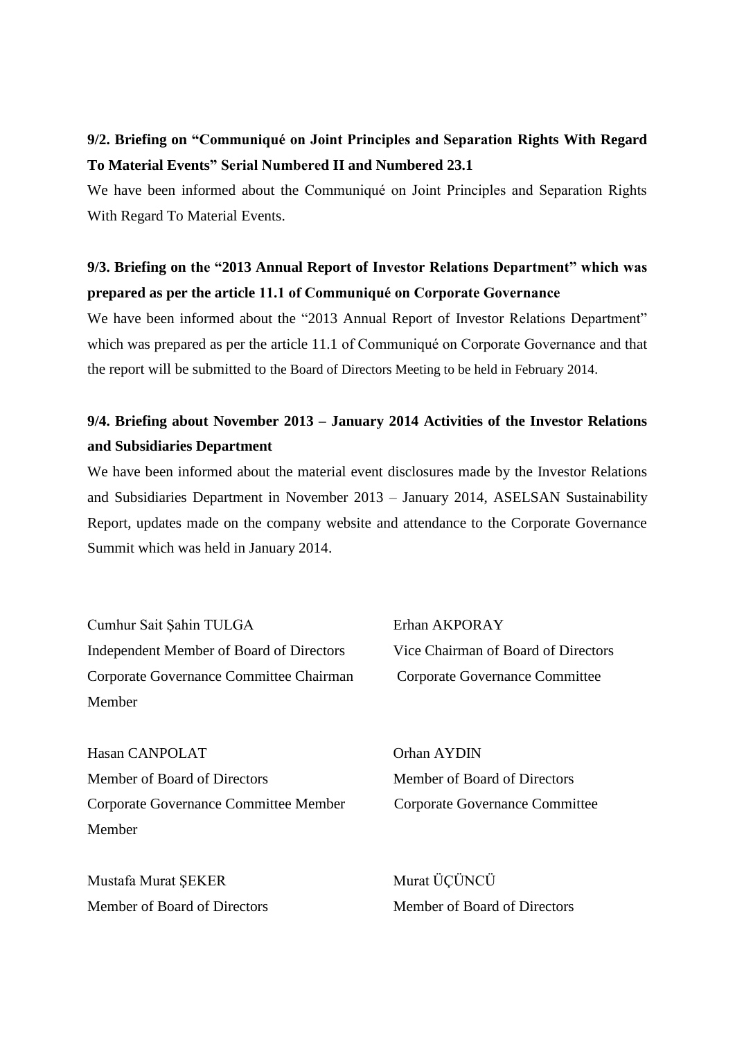**9/2. Briefing on "Communiqué on Joint Principles and Separation Rights With Regard To Material Events" Serial Numbered II and Numbered 23.1**

We have been informed about the Communiqué on Joint Principles and Separation Rights With Regard To Material Events.

**9/3. Briefing on the "2013 Annual Report of Investor Relations Department" which was prepared as per the article 11.1 of Communiqué on Corporate Governance**

We have been informed about the "2013 Annual Report of Investor Relations Department" which was prepared as per the article 11.1 of Communiqué on Corporate Governance and that the report will be submitted to the Board of Directors Meeting to be held in February 2014.

**9/4. Briefing about November 2013 – January 2014 Activities of the Investor Relations and Subsidiaries Department**

We have been informed about the material event disclosures made by the Investor Relations and Subsidiaries Department in November 2013 – January 2014, ASELSAN Sustainability Report, updates made on the company website and attendance to the Corporate Governance Summit which was held in January 2014.

Cumhur Sait Şahin TULGA
Independent Member of Board of Directors
Corporate Governance Committee Chairman

Erhan AKPORAY
Vice Chairman of Board of Directors
Corporate Governance Committee Member

Hasan CANPOLAT
Member of Board of Directors
Corporate Governance Committee Member

Orhan AYDIN
Member of Board of Directors
Corporate Governance Committee Member

Mustafa Murat ŞEKER
Member of Board of Directors

Murat ÜÇÜNCÜ
Member of Board of Directors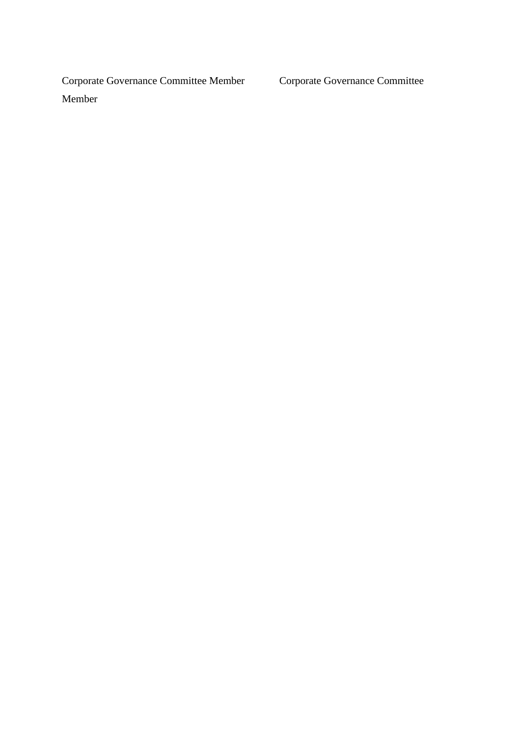Corporate Governance Committee Member

Corporate Governance Committee Member